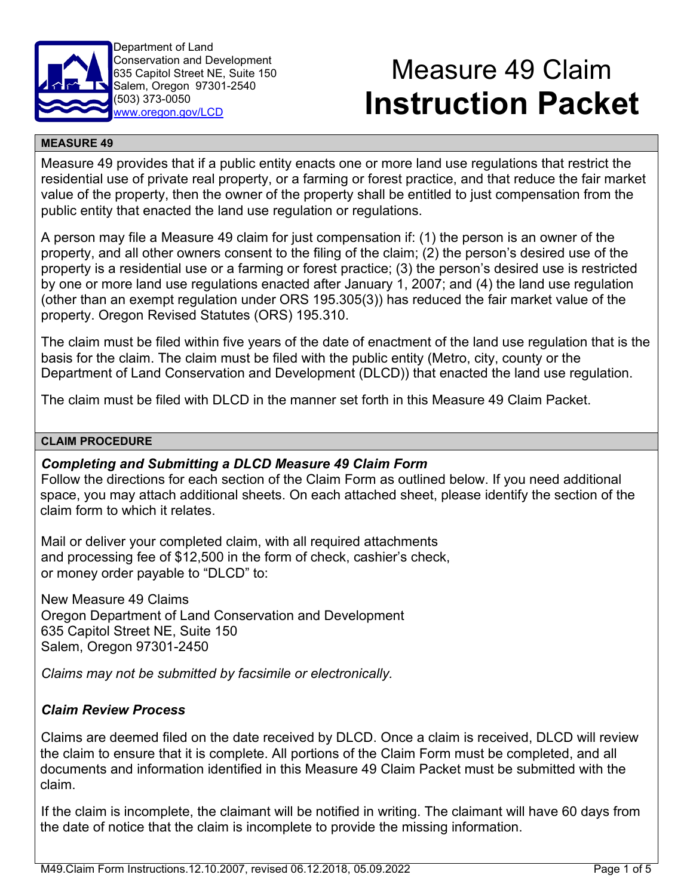Department of Land Conservation and Development
635 Capitol Street NE, Suite 150
Salem, Oregon 97301-2540
(503) 373-0050
www.oregon.gov/LCD

# Measure 49 Claim **Instruction Packet**

## MEASURE 49

Measure 49 provides that if a public entity enacts one or more land use regulations that restrict the residential use of private real property, or a farming or forest practice, and that reduce the fair market value of the property, then the owner of the property shall be entitled to just compensation from the public entity that enacted the land use regulation or regulations.

A person may file a Measure 49 claim for just compensation if: (1) the person is an owner of the property, and all other owners consent to the filing of the claim; (2) the person's desired use of the property is a residential use or a farming or forest practice; (3) the person's desired use is restricted by one or more land use regulations enacted after January 1, 2007; and (4) the land use regulation (other than an exempt regulation under ORS 195.305(3)) has reduced the fair market value of the property. Oregon Revised Statutes (ORS) 195.310.

The claim must be filed within five years of the date of enactment of the land use regulation that is the basis for the claim. The claim must be filed with the public entity (Metro, city, county or the Department of Land Conservation and Development (DLCD)) that enacted the land use regulation.

The claim must be filed with DLCD in the manner set forth in this Measure 49 Claim Packet.

## CLAIM PROCEDURE

### *Completing and Submitting a DLCD Measure 49 Claim Form*

Follow the directions for each section of the Claim Form as outlined below. If you need additional space, you may attach additional sheets. On each attached sheet, please identify the section of the claim form to which it relates.

Mail or deliver your completed claim, with all required attachments and processing fee of $12,500 in the form of check, cashier's check, or money order payable to "DLCD" to:

New Measure 49 Claims
Oregon Department of Land Conservation and Development
635 Capitol Street NE, Suite 150
Salem, Oregon 97301-2450

*Claims may not be submitted by facsimile or electronically.*

### *Claim Review Process*

Claims are deemed filed on the date received by DLCD. Once a claim is received, DLCD will review the claim to ensure that it is complete. All portions of the Claim Form must be completed, and all documents and information identified in this Measure 49 Claim Packet must be submitted with the claim.

If the claim is incomplete, the claimant will be notified in writing. The claimant will have 60 days from the date of notice that the claim is incomplete to provide the missing information.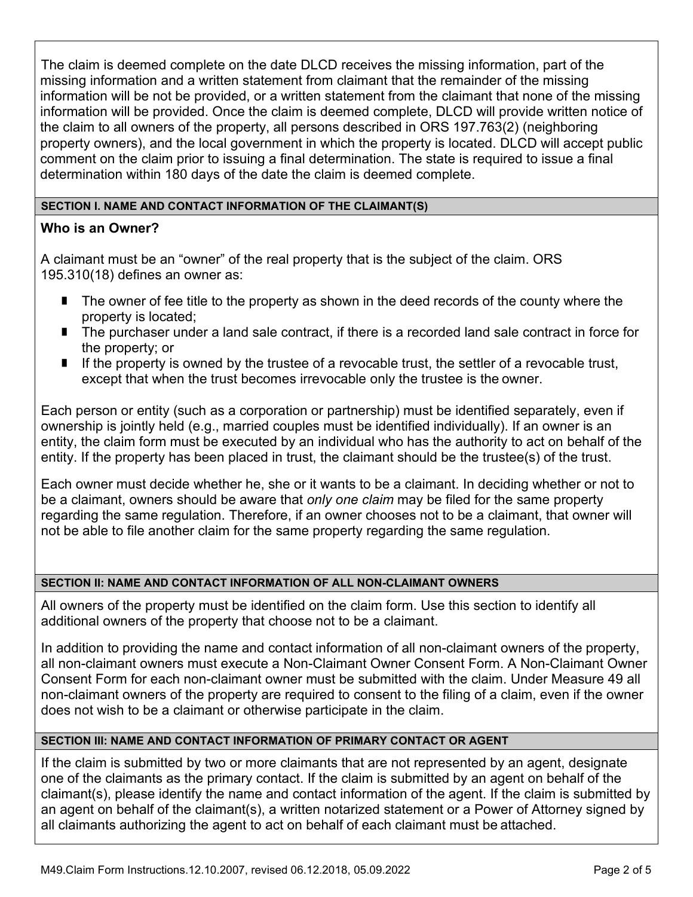The claim is deemed complete on the date DLCD receives the missing information, part of the missing information and a written statement from claimant that the remainder of the missing information will be not be provided, or a written statement from the claimant that none of the missing information will be provided. Once the claim is deemed complete, DLCD will provide written notice of the claim to all owners of the property, all persons described in ORS 197.763(2) (neighboring property owners), and the local government in which the property is located. DLCD will accept public comment on the claim prior to issuing a final determination. The state is required to issue a final determination within 180 days of the date the claim is deemed complete.

## SECTION I. NAME AND CONTACT INFORMATION OF THE CLAIMANT(S)

### Who is an Owner?

A claimant must be an "owner" of the real property that is the subject of the claim. ORS 195.310(18) defines an owner as:

- The owner of fee title to the property as shown in the deed records of the county where the property is located;
- The purchaser under a land sale contract, if there is a recorded land sale contract in force for the property; or
- If the property is owned by the trustee of a revocable trust, the settler of a revocable trust, except that when the trust becomes irrevocable only the trustee is the owner.

Each person or entity (such as a corporation or partnership) must be identified separately, even if ownership is jointly held (e.g., married couples must be identified individually). If an owner is an entity, the claim form must be executed by an individual who has the authority to act on behalf of the entity. If the property has been placed in trust, the claimant should be the trustee(s) of the trust.

Each owner must decide whether he, she or it wants to be a claimant. In deciding whether or not to be a claimant, owners should be aware that *only one claim* may be filed for the same property regarding the same regulation. Therefore, if an owner chooses not to be a claimant, that owner will not be able to file another claim for the same property regarding the same regulation.

## SECTION II: NAME AND CONTACT INFORMATION OF ALL NON-CLAIMANT OWNERS

All owners of the property must be identified on the claim form. Use this section to identify all additional owners of the property that choose not to be a claimant.

In addition to providing the name and contact information of all non-claimant owners of the property, all non-claimant owners must execute a Non-Claimant Owner Consent Form. A Non-Claimant Owner Consent Form for each non-claimant owner must be submitted with the claim. Under Measure 49 all non-claimant owners of the property are required to consent to the filing of a claim, even if the owner does not wish to be a claimant or otherwise participate in the claim.

## SECTION III: NAME AND CONTACT INFORMATION OF PRIMARY CONTACT OR AGENT

If the claim is submitted by two or more claimants that are not represented by an agent, designate one of the claimants as the primary contact. If the claim is submitted by an agent on behalf of the claimant(s), please identify the name and contact information of the agent. If the claim is submitted by an agent on behalf of the claimant(s), a written notarized statement or a Power of Attorney signed by all claimants authorizing the agent to act on behalf of each claimant must be attached.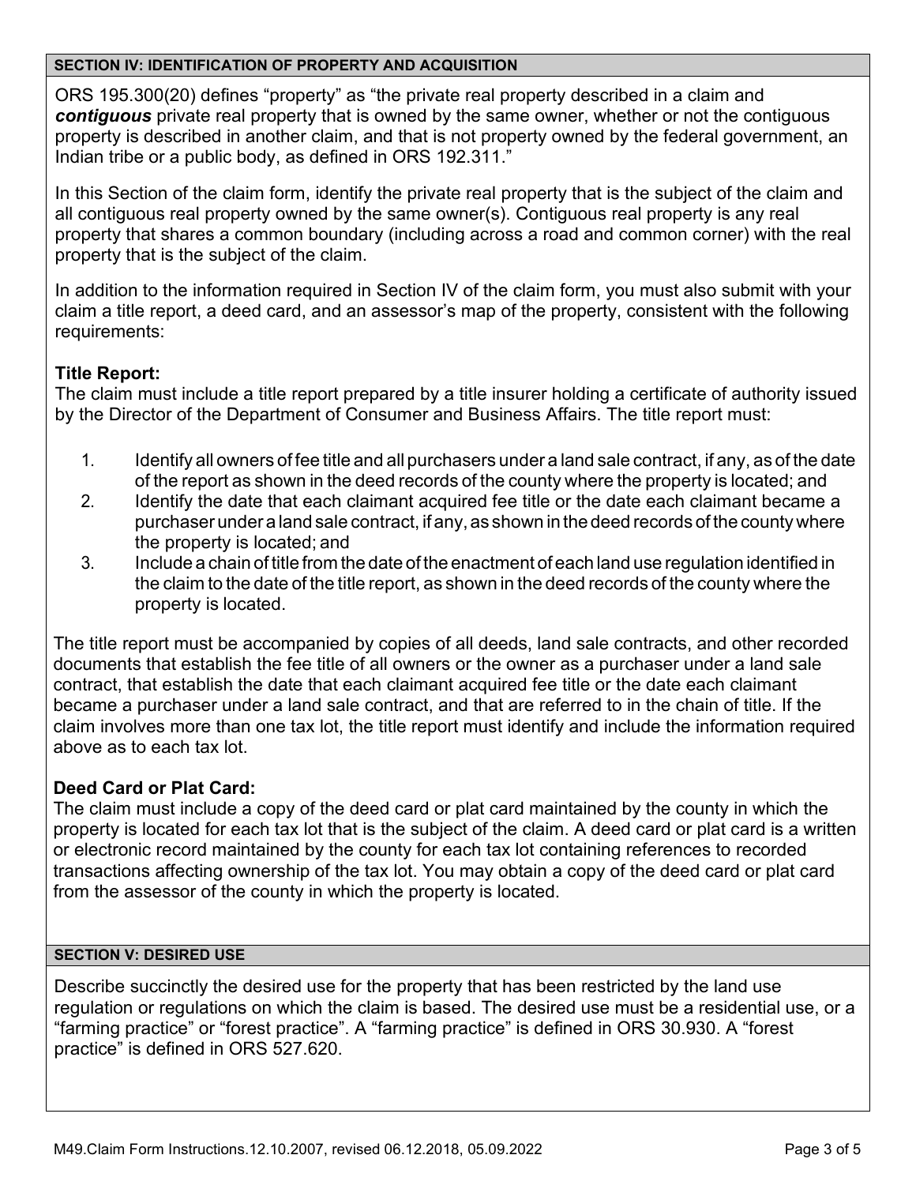## SECTION IV: IDENTIFICATION OF PROPERTY AND ACQUISITION

ORS 195.300(20) defines "property" as "the private real property described in a claim and ***contiguous*** private real property that is owned by the same owner, whether or not the contiguous property is described in another claim, and that is not property owned by the federal government, an Indian tribe or a public body, as defined in ORS 192.311."

In this Section of the claim form, identify the private real property that is the subject of the claim and all contiguous real property owned by the same owner(s). Contiguous real property is any real property that shares a common boundary (including across a road and common corner) with the real property that is the subject of the claim.

In addition to the information required in Section IV of the claim form, you must also submit with your claim a title report, a deed card, and an assessor's map of the property, consistent with the following requirements:

**Title Report:**
The claim must include a title report prepared by a title insurer holding a certificate of authority issued by the Director of the Department of Consumer and Business Affairs. The title report must:

1. Identify all owners of fee title and all purchasers under a land sale contract, if any, as of the date of the report as shown in the deed records of the county where the property is located; and
2. Identify the date that each claimant acquired fee title or the date each claimant became a purchaser under a land sale contract, if any, as shown in the deed records of the county where the property is located; and
3. Include a chain of title from the date of the enactment of each land use regulation identified in the claim to the date of the title report, as shown in the deed records of the county where the property is located.

The title report must be accompanied by copies of all deeds, land sale contracts, and other recorded documents that establish the fee title of all owners or the owner as a purchaser under a land sale contract, that establish the date that each claimant acquired fee title or the date each claimant became a purchaser under a land sale contract, and that are referred to in the chain of title. If the claim involves more than one tax lot, the title report must identify and include the information required above as to each tax lot.

**Deed Card or Plat Card:**
The claim must include a copy of the deed card or plat card maintained by the county in which the property is located for each tax lot that is the subject of the claim. A deed card or plat card is a written or electronic record maintained by the county for each tax lot containing references to recorded transactions affecting ownership of the tax lot. You may obtain a copy of the deed card or plat card from the assessor of the county in which the property is located.

## SECTION V: DESIRED USE

Describe succinctly the desired use for the property that has been restricted by the land use regulation or regulations on which the claim is based. The desired use must be a residential use, or a "farming practice" or "forest practice". A "farming practice" is defined in ORS 30.930. A "forest practice" is defined in ORS 527.620.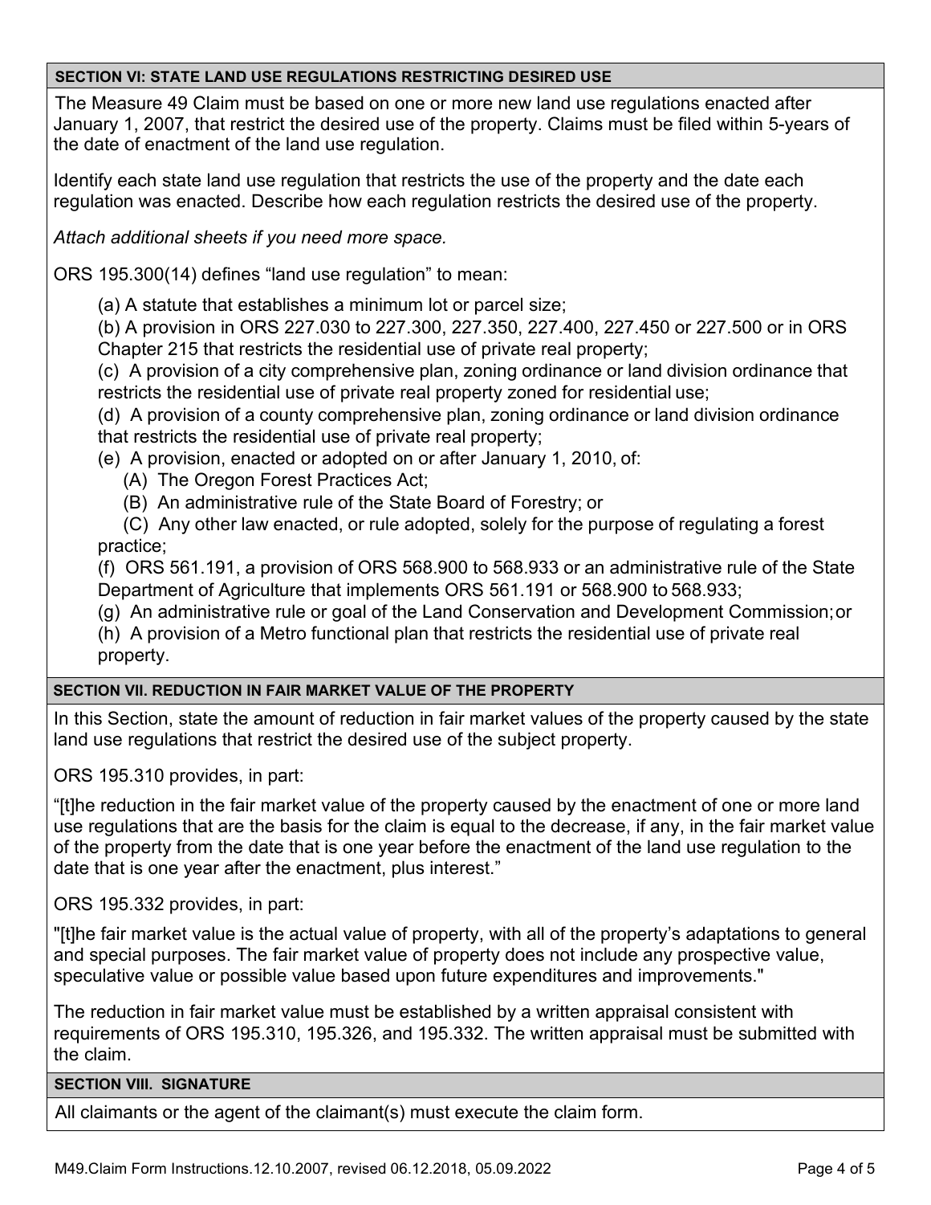### SECTION VI: STATE LAND USE REGULATIONS RESTRICTING DESIRED USE

The Measure 49 Claim must be based on one or more new land use regulations enacted after January 1, 2007, that restrict the desired use of the property. Claims must be filed within 5-years of the date of enactment of the land use regulation.

Identify each state land use regulation that restricts the use of the property and the date each regulation was enacted. Describe how each regulation restricts the desired use of the property.

*Attach additional sheets if you need more space.*

ORS 195.300(14) defines "land use regulation" to mean:

(a) A statute that establishes a minimum lot or parcel size;
(b) A provision in ORS 227.030 to 227.300, 227.350, 227.400, 227.450 or 227.500 or in ORS Chapter 215 that restricts the residential use of private real property;
(c) A provision of a city comprehensive plan, zoning ordinance or land division ordinance that restricts the residential use of private real property zoned for residential use;
(d) A provision of a county comprehensive plan, zoning ordinance or land division ordinance that restricts the residential use of private real property;
(e) A provision, enacted or adopted on or after January 1, 2010, of:
  (A) The Oregon Forest Practices Act;
  (B) An administrative rule of the State Board of Forestry; or
  (C) Any other law enacted, or rule adopted, solely for the purpose of regulating a forest practice;
(f) ORS 561.191, a provision of ORS 568.900 to 568.933 or an administrative rule of the State Department of Agriculture that implements ORS 561.191 or 568.900 to 568.933;
(g) An administrative rule or goal of the Land Conservation and Development Commission; or
(h) A provision of a Metro functional plan that restricts the residential use of private real property.

### SECTION VII. REDUCTION IN FAIR MARKET VALUE OF THE PROPERTY

In this Section, state the amount of reduction in fair market values of the property caused by the state land use regulations that restrict the desired use of the subject property.

ORS 195.310 provides, in part:

"[t]he reduction in the fair market value of the property caused by the enactment of one or more land use regulations that are the basis for the claim is equal to the decrease, if any, in the fair market value of the property from the date that is one year before the enactment of the land use regulation to the date that is one year after the enactment, plus interest."

ORS 195.332 provides, in part:

"[t]he fair market value is the actual value of property, with all of the property's adaptations to general and special purposes. The fair market value of property does not include any prospective value, speculative value or possible value based upon future expenditures and improvements."

The reduction in fair market value must be established by a written appraisal consistent with requirements of ORS 195.310, 195.326, and 195.332. The written appraisal must be submitted with the claim.

### SECTION VIII. SIGNATURE

All claimants or the agent of the claimant(s) must execute the claim form.

M49.Claim Form Instructions.12.10.2007, revised 06.12.2018, 05.09.2022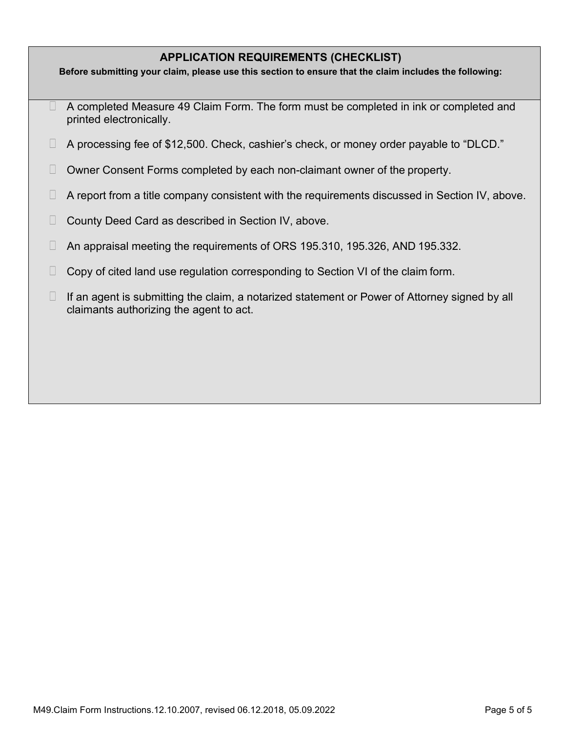## APPLICATION REQUIREMENTS (CHECKLIST)

**Before submitting your claim, please use this section to ensure that the claim includes the following:**

- ☐ A completed Measure 49 Claim Form. The form must be completed in ink or completed and printed electronically.
- ☐ A processing fee of $12,500. Check, cashier's check, or money order payable to "DLCD."
- ☐ Owner Consent Forms completed by each non-claimant owner of the property.
- ☐ A report from a title company consistent with the requirements discussed in Section IV, above.
- ☐ County Deed Card as described in Section IV, above.
- ☐ An appraisal meeting the requirements of ORS 195.310, 195.326, AND 195.332.
- ☐ Copy of cited land use regulation corresponding to Section VI of the claim form.
- ☐ If an agent is submitting the claim, a notarized statement or Power of Attorney signed by all claimants authorizing the agent to act.

M49.Claim Form Instructions.12.10.2007, revised 06.12.2018, 05.09.2022